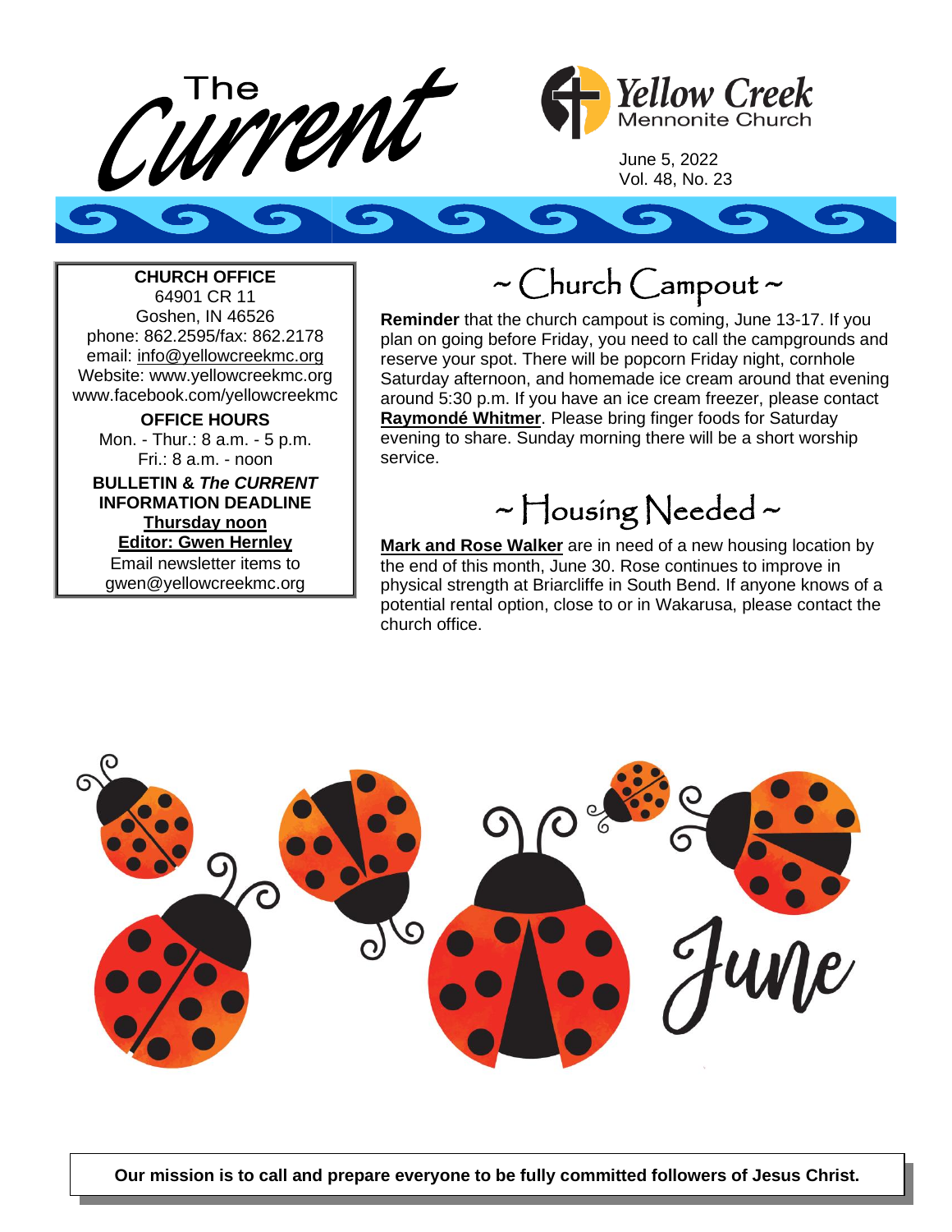# The Current

**Yellow Creek Mennonite Church**

June 5, 2022
Vol. 48, No. 23

**CHURCH OFFICE**
64901 CR 11
Goshen, IN 46526
phone: 862.2595/fax: 862.2178
email: info@yellowcreekmc.org
Website: www.yellowcreekmc.org
www.facebook.com/yellowcreekmc

**OFFICE HOURS**
Mon. - Thur.: 8 a.m. - 5 p.m.
Fri.: 8 a.m. - noon

**BULLETIN & *The CURRENT* INFORMATION DEADLINE**
**Thursday noon**
**Editor: Gwen Hernley**
Email newsletter items to
gwen@yellowcreekmc.org

## ~ Church Campout ~

**Reminder** that the church campout is coming, June 13-17. If you plan on going before Friday, you need to call the campgrounds and reserve your spot. There will be popcorn Friday night, cornhole Saturday afternoon, and homemade ice cream around that evening around 5:30 p.m. If you have an ice cream freezer, please contact **Raymondé Whitmer**. Please bring finger foods for Saturday evening to share. Sunday morning there will be a short worship service.

## ~ Housing Needed ~

**Mark and Rose Walker** are in need of a new housing location by the end of this month, June 30. Rose continues to improve in physical strength at Briarcliffe in South Bend. If anyone knows of a potential rental option, close to or in Wakarusa, please contact the church office.

June

**Our mission is to call and prepare everyone to be fully committed followers of Jesus Christ.**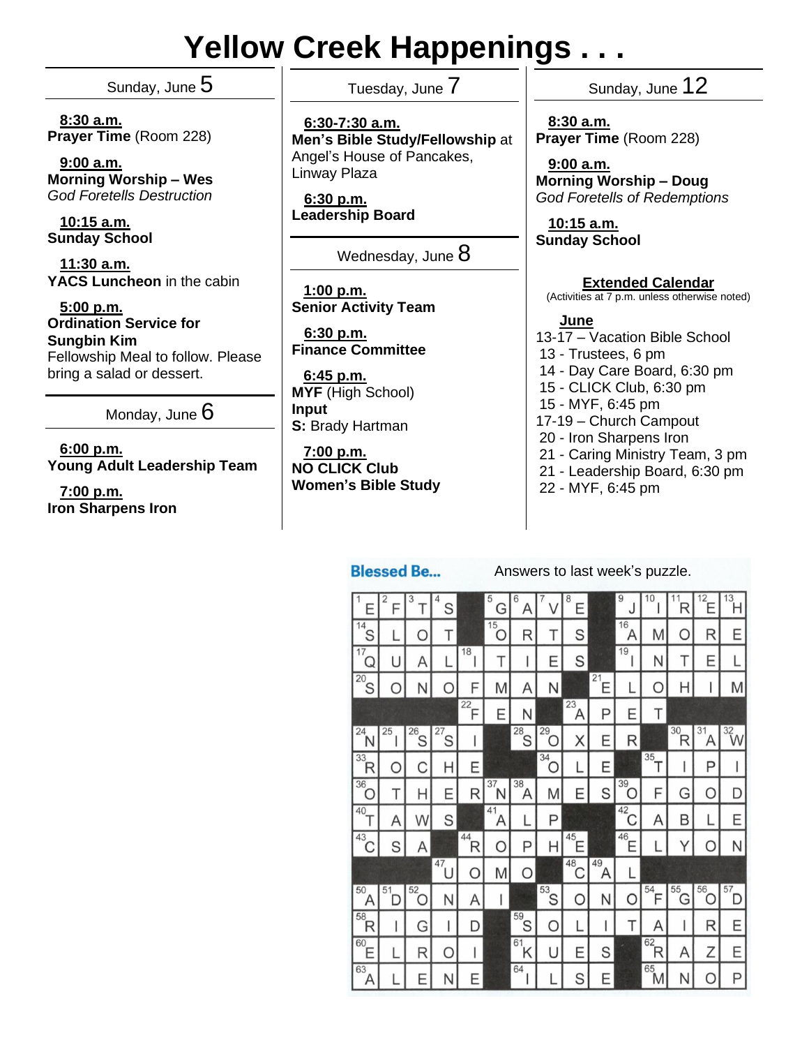# Yellow Creek Happenings . . .

## Sunday, June 5

**8:30 a.m.**
**Prayer Time** (Room 228)

**9:00 a.m.**
**Morning Worship – Wes**
*God Foretells Destruction*

**10:15 a.m.**
**Sunday School**

**11:30 a.m.**
**YACS Luncheon** in the cabin

**5:00 p.m.**
**Ordination Service for Sungbin Kim**
Fellowship Meal to follow. Please bring a salad or dessert.

## Monday, June 6

**6:00 p.m.**
**Young Adult Leadership Team**

**7:00 p.m.**
**Iron Sharpens Iron**

## Tuesday, June 7

**6:30-7:30 a.m.**
**Men's Bible Study/Fellowship** at Angel's House of Pancakes, Linway Plaza

**6:30 p.m.**
**Leadership Board**

## Wednesday, June 8

**1:00 p.m.**
**Senior Activity Team**

**6:30 p.m.**
**Finance Committee**

**6:45 p.m.**
**MYF** (High School)
**Input**
**S:** Brady Hartman

**7:00 p.m.**
**NO CLICK Club**
**Women's Bible Study**

## Sunday, June 12

**8:30 a.m.**
**Prayer Time** (Room 228)

**9:00 a.m.**
**Morning Worship – Doug**
*God Foretells of Redemptions*

**10:15 a.m.**
**Sunday School**

### Extended Calendar

(Activities at 7 p.m. unless otherwise noted)

**June**

13-17 – Vacation Bible School
13 - Trustees, 6 pm
14 - Day Care Board, 6:30 pm
15 - CLICK Club, 6:30 pm
15 - MYF, 6:45 pm
17-19 – Church Campout
20 - Iron Sharpens Iron
21 - Caring Ministry Team, 3 pm
21 - Leadership Board, 6:30 pm
22 - MYF, 6:45 pm

**Blessed Be...** Answers to last week's puzzle.

| | | | | | | | | | | | | | | |
|---|---|---|---|---|---|---|---|---|---|---|---|---|---|---|
| E | F | T | S | | G | A | V | E | | J | I | R | E | H |
| S | L | O | T | | O | R | T | S | | A | M | O | R | E |
| Q | U | A | L | I | T | I | E | S | | I | N | T | E | L |
| S | O | N | O | F | M | A | N | | E | L | O | H | I | M |
| | | | | F | E | N | | A | P | E | T | | | |
| N | I | S | S | I | | S | O | X | E | R | | R | A | W |
| R | O | C | H | E | | | O | L | E | | T | I | P | I |
| O | T | H | E | R | N | A | M | E | S | O | F | G | O | D |
| T | A | W | S | | A | L | P | | | C | A | B | L | E |
| C | S | A | | R | O | P | H | E | | E | L | Y | O | N |
| | | | U | O | M | O | | C | A | L | | | | |
| A | D | O | N | A | I | | S | O | N | O | F | G | O | D |
| R | I | G | I | D | | S | O | L | I | T | A | I | R | E |
| E | L | R | O | I | | K | U | E | S | | R | A | Z | E |
| A | L | E | N | E | | I | L | S | E | | M | N | O | P |